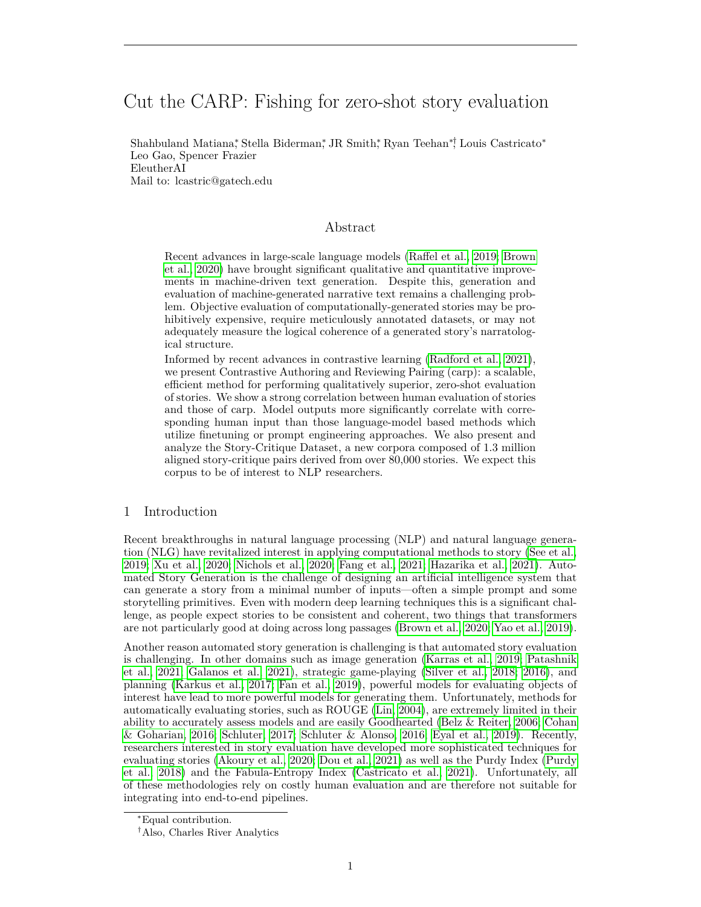# Cut the CARP: Fishing for zero-shot story evaluation

Shahbuland Matiana*, Stella Biderman*, JR Smith*, Ryan Teehan*†, Louis Castricato*
Leo Gao, Spencer Frazier
EleutherAI
Mail to: lcastric@gatech.edu

## Abstract

Recent advances in large-scale language models (Raffel et al., 2019; Brown et al., 2020) have brought significant qualitative and quantitative improvements in machine-driven text generation. Despite this, generation and evaluation of machine-generated narrative text remains a challenging problem. Objective evaluation of computationally-generated stories may be prohibitively expensive, require meticulously annotated datasets, or may not adequately measure the logical coherence of a generated story's narratological structure.

Informed by recent advances in contrastive learning (Radford et al., 2021), we present Contrastive Authoring and Reviewing Pairing (carp): a scalable, efficient method for performing qualitatively superior, zero-shot evaluation of stories. We show a strong correlation between human evaluation of stories and those of carp. Model outputs more significantly correlate with corresponding human input than those language-model based methods which utilize finetuning or prompt engineering approaches. We also present and analyze the Story-Critique Dataset, a new corpora composed of 1.3 million aligned story-critique pairs derived from over 80,000 stories. We expect this corpus to be of interest to NLP researchers.

## 1 Introduction

Recent breakthroughs in natural language processing (NLP) and natural language generation (NLG) have revitalized interest in applying computational methods to story (See et al., 2019; Xu et al., 2020; Nichols et al., 2020; Fang et al., 2021; Hazarika et al., 2021). Automated Story Generation is the challenge of designing an artificial intelligence system that can generate a story from a minimal number of inputs—often a simple prompt and some storytelling primitives. Even with modern deep learning techniques this is a significant challenge, as people expect stories to be consistent and coherent, two things that transformers are not particularly good at doing across long passages (Brown et al., 2020; Yao et al., 2019).

Another reason automated story generation is challenging is that automated story evaluation is challenging. In other domains such as image generation (Karras et al., 2019; Patashnik et al., 2021; Galanos et al., 2021), strategic game-playing (Silver et al., 2018; 2016), and planning (Karkus et al., 2017; Fan et al., 2019), powerful models for evaluating objects of interest have lead to more powerful models for generating them. Unfortunately, methods for automatically evaluating stories, such as ROUGE (Lin, 2004), are extremely limited in their ability to accurately assess models and are easily Goodhearted (Belz & Reiter, 2006; Cohan & Goharian, 2016; Schluter, 2017; Schluter & Alonso, 2016; Eyal et al., 2019). Recently, researchers interested in story evaluation have developed more sophisticated techniques for evaluating stories (Akoury et al., 2020; Dou et al., 2021) as well as the Purdy Index (Purdy et al., 2018) and the Fabula-Entropy Index (Castricato et al., 2021). Unfortunately, all of these methodologies rely on costly human evaluation and are therefore not suitable for integrating into end-to-end pipelines.

*Equal contribution.

†Also, Charles River Analytics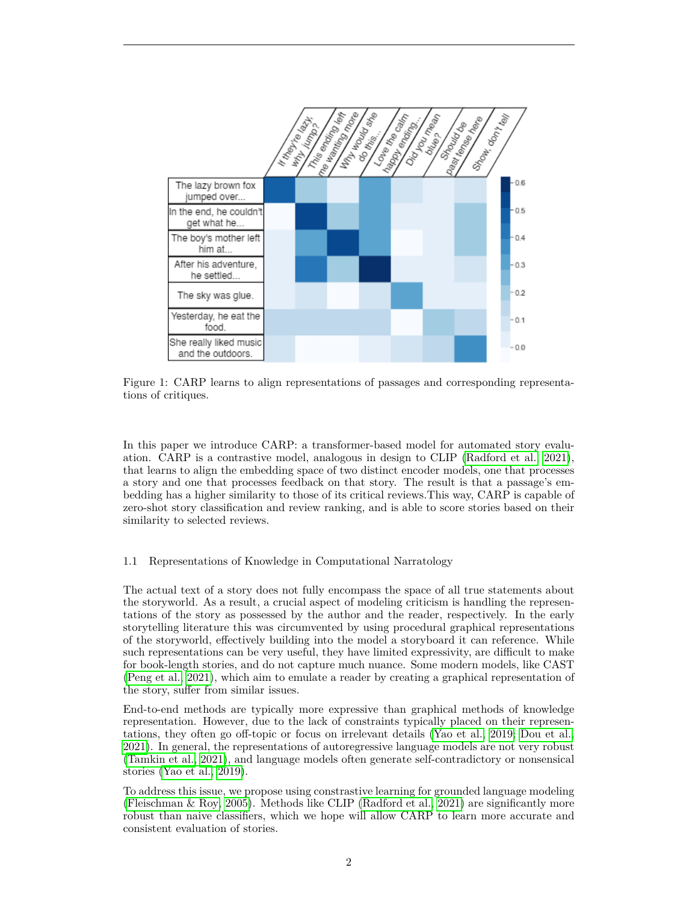Figure 1: CARP learns to align representations of passages and corresponding representations of critiques.

In this paper we introduce CARP: a transformer-based model for automated story evaluation. CARP is a contrastive model, analogous in design to CLIP (Radford et al., 2021), that learns to align the embedding space of two distinct encoder models, one that processes a story and one that processes feedback on that story. The result is that a passage's embedding has a higher similarity to those of its critical reviews.This way, CARP is capable of zero-shot story classification and review ranking, and is able to score stories based on their similarity to selected reviews.

### 1.1 Representations of Knowledge in Computational Narratology

The actual text of a story does not fully encompass the space of all true statements about the storyworld. As a result, a crucial aspect of modeling criticism is handling the representations of the story as possessed by the author and the reader, respectively. In the early storytelling literature this was circumvented by using procedural graphical representations of the storyworld, effectively building into the model a storyboard it can reference. While such representations can be very useful, they have limited expressivity, are difficult to make for book-length stories, and do not capture much nuance. Some modern models, like CAST (Peng et al., 2021), which aim to emulate a reader by creating a graphical representation of the story, suffer from similar issues.

End-to-end methods are typically more expressive than graphical methods of knowledge representation. However, due to the lack of constraints typically placed on their representations, they often go off-topic or focus on irrelevant details (Yao et al., 2019; Dou et al., 2021). In general, the representations of autoregressive language models are not very robust (Tamkin et al., 2021), and language models often generate self-contradictory or nonsensical stories (Yao et al., 2019).

To address this issue, we propose using constrastive learning for grounded language modeling (Fleischman & Roy, 2005). Methods like CLIP (Radford et al., 2021) are significantly more robust than naive classifiers, which we hope will allow CARP to learn more accurate and consistent evaluation of stories.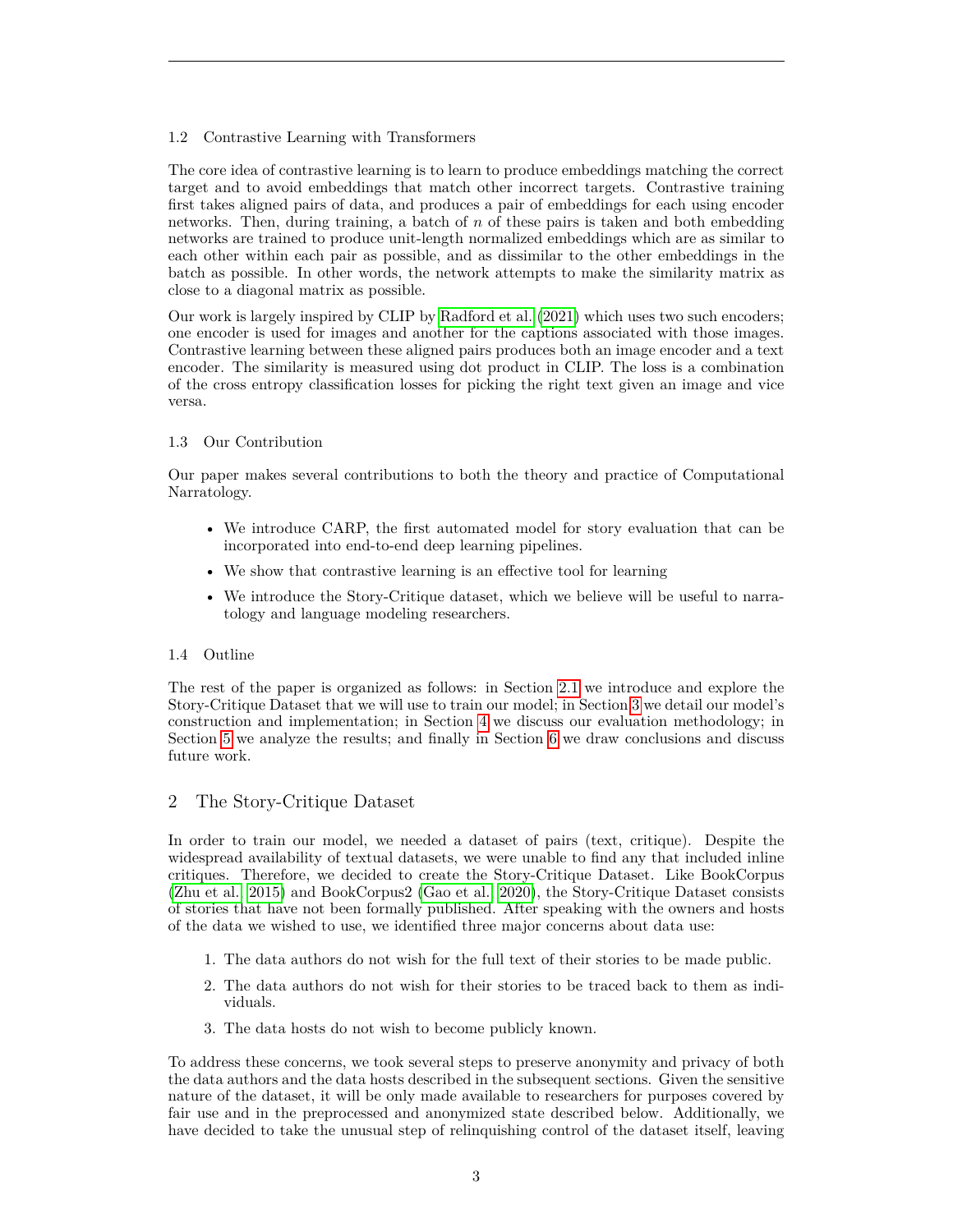### 1.2 Contrastive Learning with Transformers

The core idea of contrastive learning is to learn to produce embeddings matching the correct target and to avoid embeddings that match other incorrect targets. Contrastive training first takes aligned pairs of data, and produces a pair of embeddings for each using encoder networks. Then, during training, a batch of $n$ of these pairs is taken and both embedding networks are trained to produce unit-length normalized embeddings which are as similar to each other within each pair as possible, and as dissimilar to the other embeddings in the batch as possible. In other words, the network attempts to make the similarity matrix as close to a diagonal matrix as possible.

Our work is largely inspired by CLIP by Radford et al. (2021) which uses two such encoders; one encoder is used for images and another for the captions associated with those images. Contrastive learning between these aligned pairs produces both an image encoder and a text encoder. The similarity is measured using dot product in CLIP. The loss is a combination of the cross entropy classification losses for picking the right text given an image and vice versa.

### 1.3 Our Contribution

Our paper makes several contributions to both the theory and practice of Computational Narratology.

- We introduce CARP, the first automated model for story evaluation that can be incorporated into end-to-end deep learning pipelines.
- We show that contrastive learning is an effective tool for learning
- We introduce the Story-Critique dataset, which we believe will be useful to narratology and language modeling researchers.

### 1.4 Outline

The rest of the paper is organized as follows: in Section 2.1 we introduce and explore the Story-Critique Dataset that we will use to train our model; in Section 3 we detail our model's construction and implementation; in Section 4 we discuss our evaluation methodology; in Section 5 we analyze the results; and finally in Section 6 we draw conclusions and discuss future work.

## 2 The Story-Critique Dataset

In order to train our model, we needed a dataset of pairs (text, critique). Despite the widespread availability of textual datasets, we were unable to find any that included inline critiques. Therefore, we decided to create the Story-Critique Dataset. Like BookCorpus (Zhu et al., 2015) and BookCorpus2 (Gao et al., 2020), the Story-Critique Dataset consists of stories that have not been formally published. After speaking with the owners and hosts of the data we wished to use, we identified three major concerns about data use:

1. The data authors do not wish for the full text of their stories to be made public.
2. The data authors do not wish for their stories to be traced back to them as individuals.
3. The data hosts do not wish to become publicly known.

To address these concerns, we took several steps to preserve anonymity and privacy of both the data authors and the data hosts described in the subsequent sections. Given the sensitive nature of the dataset, it will be only made available to researchers for purposes covered by fair use and in the preprocessed and anonymized state described below. Additionally, we have decided to take the unusual step of relinquishing control of the dataset itself, leaving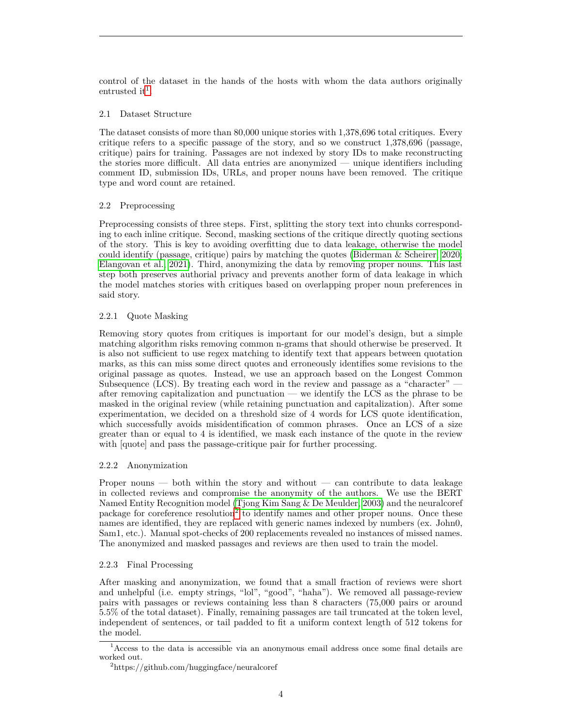control of the dataset in the hands of the hosts with whom the data authors originally entrusted it[1].

### 2.1 Dataset Structure

The dataset consists of more than 80,000 unique stories with 1,378,696 total critiques. Every critique refers to a specific passage of the story, and so we construct 1,378,696 (passage, critique) pairs for training. Passages are not indexed by story IDs to make reconstructing the stories more difficult. All data entries are anonymized — unique identifiers including comment ID, submission IDs, URLs, and proper nouns have been removed. The critique type and word count are retained.

### 2.2 Preprocessing

Preprocessing consists of three steps. First, splitting the story text into chunks corresponding to each inline critique. Second, masking sections of the critique directly quoting sections of the story. This is key to avoiding overfitting due to data leakage, otherwise the model could identify (passage, critique) pairs by matching the quotes (Biderman & Scheirer, 2020; Elangovan et al., 2021). Third, anonymizing the data by removing proper nouns. This last step both preserves authorial privacy and prevents another form of data leakage in which the model matches stories with critiques based on overlapping proper noun preferences in said story.

#### 2.2.1 Quote Masking

Removing story quotes from critiques is important for our model's design, but a simple matching algorithm risks removing common n-grams that should otherwise be preserved. It is also not sufficient to use regex matching to identify text that appears between quotation marks, as this can miss some direct quotes and erroneously identifies some revisions to the original passage as quotes. Instead, we use an approach based on the Longest Common Subsequence (LCS). By treating each word in the review and passage as a "character" — after removing capitalization and punctuation — we identify the LCS as the phrase to be masked in the original review (while retaining punctuation and capitalization). After some experimentation, we decided on a threshold size of 4 words for LCS quote identification, which successfully avoids misidentification of common phrases. Once an LCS of a size greater than or equal to 4 is identified, we mask each instance of the quote in the review with [quote] and pass the passage-critique pair for further processing.

#### 2.2.2 Anonymization

Proper nouns — both within the story and without — can contribute to data leakage in collected reviews and compromise the anonymity of the authors. We use the BERT Named Entity Recognition model (Tjong Kim Sang & De Meulder, 2003) and the neuralcoref package for coreference resolution[2] to identify names and other proper nouns. Once these names are identified, they are replaced with generic names indexed by numbers (ex. John0, Sam1, etc.). Manual spot-checks of 200 replacements revealed no instances of missed names. The anonymized and masked passages and reviews are then used to train the model.

#### 2.2.3 Final Processing

After masking and anonymization, we found that a small fraction of reviews were short and unhelpful (i.e. empty strings, "lol", "good", "haha"). We removed all passage-review pairs with passages or reviews containing less than 8 characters (75,000 pairs or around 5.5% of the total dataset). Finally, remaining passages are tail truncated at the token level, independent of sentences, or tail padded to fit a uniform context length of 512 tokens for the model.

---

[1] Access to the data is accessible via an anonymous email address once some final details are worked out.

[2] https://github.com/huggingface/neuralcoref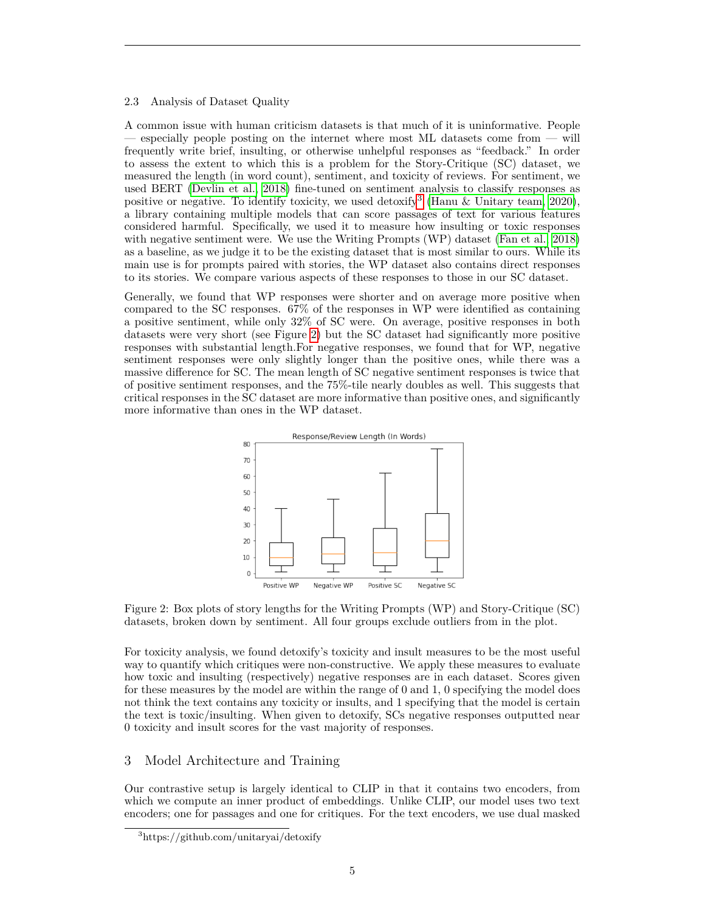### 2.3 Analysis of Dataset Quality

A common issue with human criticism datasets is that much of it is uninformative. People — especially people posting on the internet where most ML datasets come from — will frequently write brief, insulting, or otherwise unhelpful responses as "feedback." In order to assess the extent to which this is a problem for the Story-Critique (SC) dataset, we measured the length (in word count), sentiment, and toxicity of reviews. For sentiment, we used BERT (Devlin et al., 2018) fine-tuned on sentiment analysis to classify responses as positive or negative. To identify toxicity, we used detoxify[3] (Hanu & Unitary team, 2020), a library containing multiple models that can score passages of text for various features considered harmful. Specifically, we used it to measure how insulting or toxic responses with negative sentiment were. We use the Writing Prompts (WP) dataset (Fan et al., 2018) as a baseline, as we judge it to be the existing dataset that is most similar to ours. While its main use is for prompts paired with stories, the WP dataset also contains direct responses to its stories. We compare various aspects of these responses to those in our SC dataset.

Generally, we found that WP responses were shorter and on average more positive when compared to the SC responses. 67% of the responses in WP were identified as containing a positive sentiment, while only 32% of SC were. On average, positive responses in both datasets were very short (see Figure 2) but the SC dataset had significantly more positive responses with substantial length.For negative responses, we found that for WP, negative sentiment responses were only slightly longer than the positive ones, while there was a massive difference for SC. The mean length of SC negative sentiment responses is twice that of positive sentiment responses, and the 75%-tile nearly doubles as well. This suggests that critical responses in the SC dataset are more informative than positive ones, and significantly more informative than ones in the WP dataset.

Figure 2: Box plots of story lengths for the Writing Prompts (WP) and Story-Critique (SC) datasets, broken down by sentiment. All four groups exclude outliers from in the plot.

For toxicity analysis, we found detoxify's toxicity and insult measures to be the most useful way to quantify which critiques were non-constructive. We apply these measures to evaluate how toxic and insulting (respectively) negative responses are in each dataset. Scores given for these measures by the model are within the range of 0 and 1, 0 specifying the model does not think the text contains any toxicity or insults, and 1 specifying that the model is certain the text is toxic/insulting. When given to detoxify, SCs negative responses outputted near 0 toxicity and insult scores for the vast majority of responses.

## 3 Model Architecture and Training

Our contrastive setup is largely identical to CLIP in that it contains two encoders, from which we compute an inner product of embeddings. Unlike CLIP, our model uses two text encoders; one for passages and one for critiques. For the text encoders, we use dual masked

[3] https://github.com/unitaryai/detoxify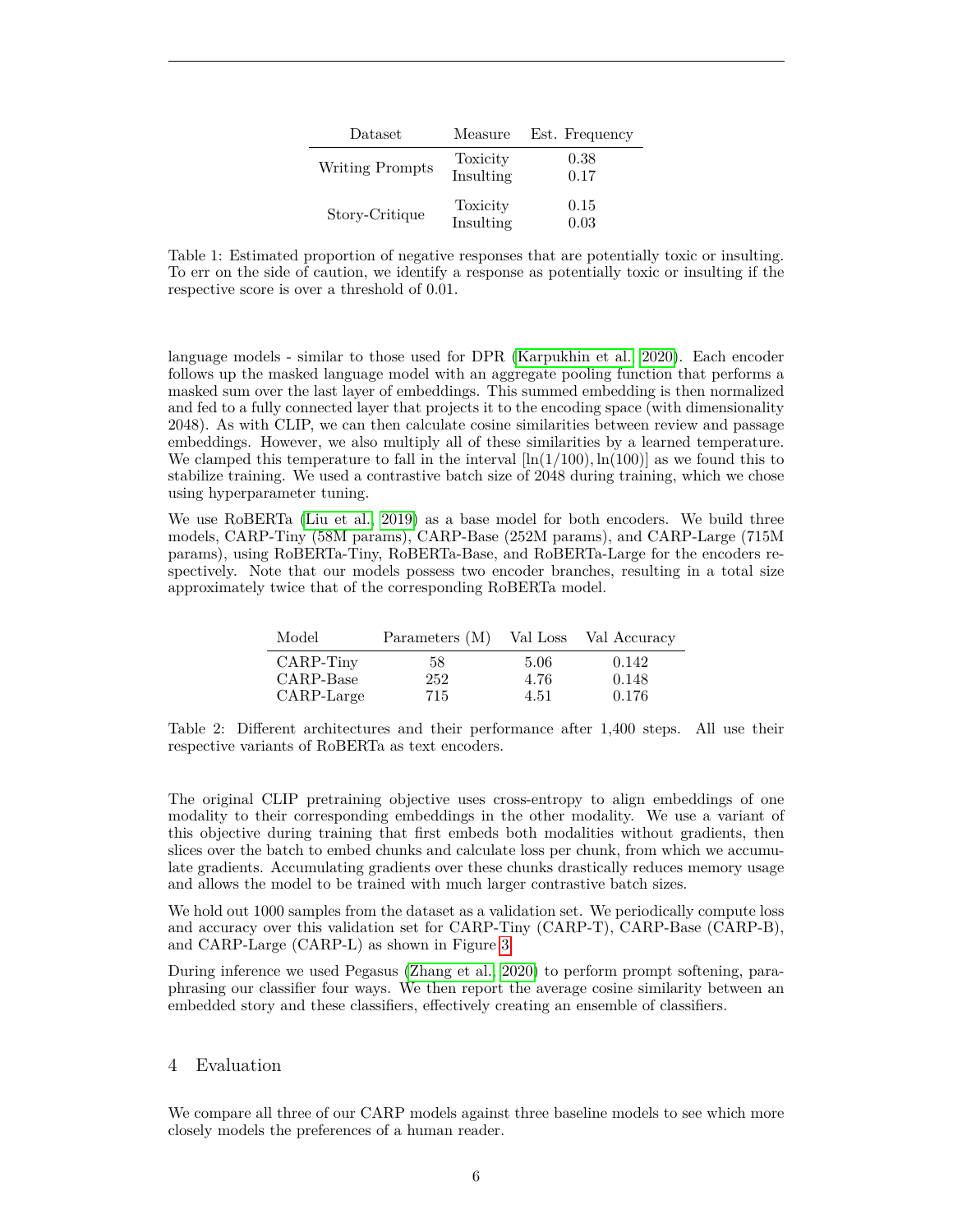| Dataset | Measure | Est. Frequency |
|---|---|---|
| Writing Prompts | Toxicity | 0.38 |
| | Insulting | 0.17 |
| Story-Critique | Toxicity | 0.15 |
| | Insulting | 0.03 |

Table 1: Estimated proportion of negative responses that are potentially toxic or insulting. To err on the side of caution, we identify a response as potentially toxic or insulting if the respective score is over a threshold of 0.01.

language models - similar to those used for DPR (Karpukhin et al., 2020). Each encoder follows up the masked language model with an aggregate pooling function that performs a masked sum over the last layer of embeddings. This summed embedding is then normalized and fed to a fully connected layer that projects it to the encoding space (with dimensionality 2048). As with CLIP, we can then calculate cosine similarities between review and passage embeddings. However, we also multiply all of these similarities by a learned temperature. We clamped this temperature to fall in the interval $[\ln(1/100), \ln(100)]$ as we found this to stabilize training. We used a contrastive batch size of 2048 during training, which we chose using hyperparameter tuning.

We use RoBERTa (Liu et al., 2019) as a base model for both encoders. We build three models, CARP-Tiny (58M params), CARP-Base (252M params), and CARP-Large (715M params), using RoBERTa-Tiny, RoBERTa-Base, and RoBERTa-Large for the encoders respectively. Note that our models possess two encoder branches, resulting in a total size approximately twice that of the corresponding RoBERTa model.

| Model | Parameters (M) | Val Loss | Val Accuracy |
|---|---|---|---|
| CARP-Tiny | 58 | 5.06 | 0.142 |
| CARP-Base | 252 | 4.76 | 0.148 |
| CARP-Large | 715 | 4.51 | 0.176 |

Table 2: Different architectures and their performance after 1,400 steps. All use their respective variants of RoBERTa as text encoders.

The original CLIP pretraining objective uses cross-entropy to align embeddings of one modality to their corresponding embeddings in the other modality. We use a variant of this objective during training that first embeds both modalities without gradients, then slices over the batch to embed chunks and calculate loss per chunk, from which we accumulate gradients. Accumulating gradients over these chunks drastically reduces memory usage and allows the model to be trained with much larger contrastive batch sizes.

We hold out 1000 samples from the dataset as a validation set. We periodically compute loss and accuracy over this validation set for CARP-Tiny (CARP-T), CARP-Base (CARP-B), and CARP-Large (CARP-L) as shown in Figure 3.

During inference we used Pegasus (Zhang et al., 2020) to perform prompt softening, paraphrasing our classifier four ways. We then report the average cosine similarity between an embedded story and these classifiers, effectively creating an ensemble of classifiers.

## 4 Evaluation

We compare all three of our CARP models against three baseline models to see which more closely models the preferences of a human reader.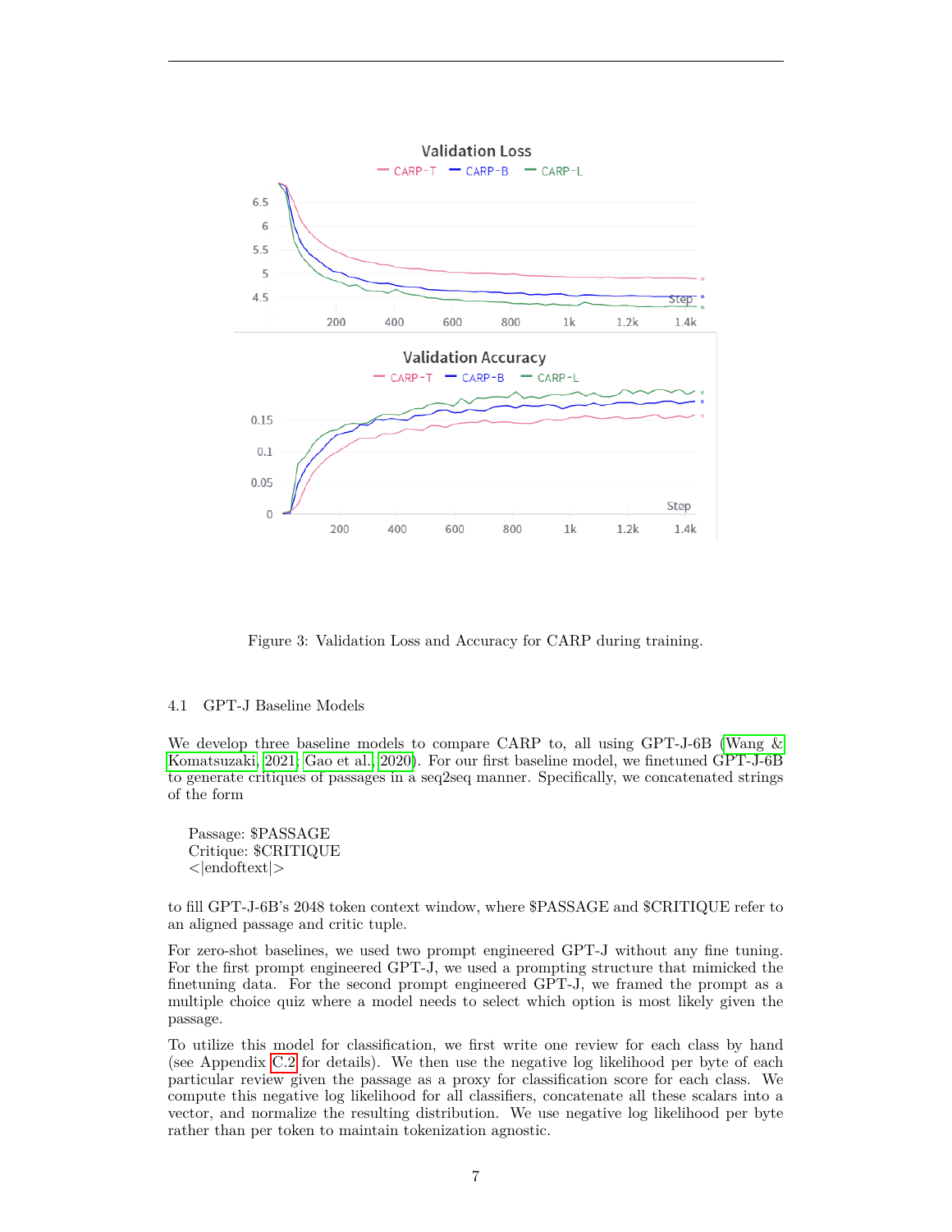Figure 3: Validation Loss and Accuracy for CARP during training.

### 4.1 GPT-J Baseline Models

We develop three baseline models to compare CARP to, all using GPT-J-6B (Wang & Komatsuzaki, 2021; Gao et al., 2020). For our first baseline model, we finetuned GPT-J-6B to generate critiques of passages in a seq2seq manner. Specifically, we concatenated strings of the form

```
Passage: $PASSAGE
Critique: $CRITIQUE
<|endoftext|>
```

to fill GPT-J-6B's 2048 token context window, where $PASSAGE and $CRITIQUE refer to an aligned passage and critic tuple.

For zero-shot baselines, we used two prompt engineered GPT-J without any fine tuning. For the first prompt engineered GPT-J, we used a prompting structure that mimicked the finetuning data. For the second prompt engineered GPT-J, we framed the prompt as a multiple choice quiz where a model needs to select which option is most likely given the passage.

To utilize this model for classification, we first write one review for each class by hand (see Appendix C.2 for details). We then use the negative log likelihood per byte of each particular review given the passage as a proxy for classification score for each class. We compute this negative log likelihood for all classifiers, concatenate all these scalars into a vector, and normalize the resulting distribution. We use negative log likelihood per byte rather than per token to maintain tokenization agnostic.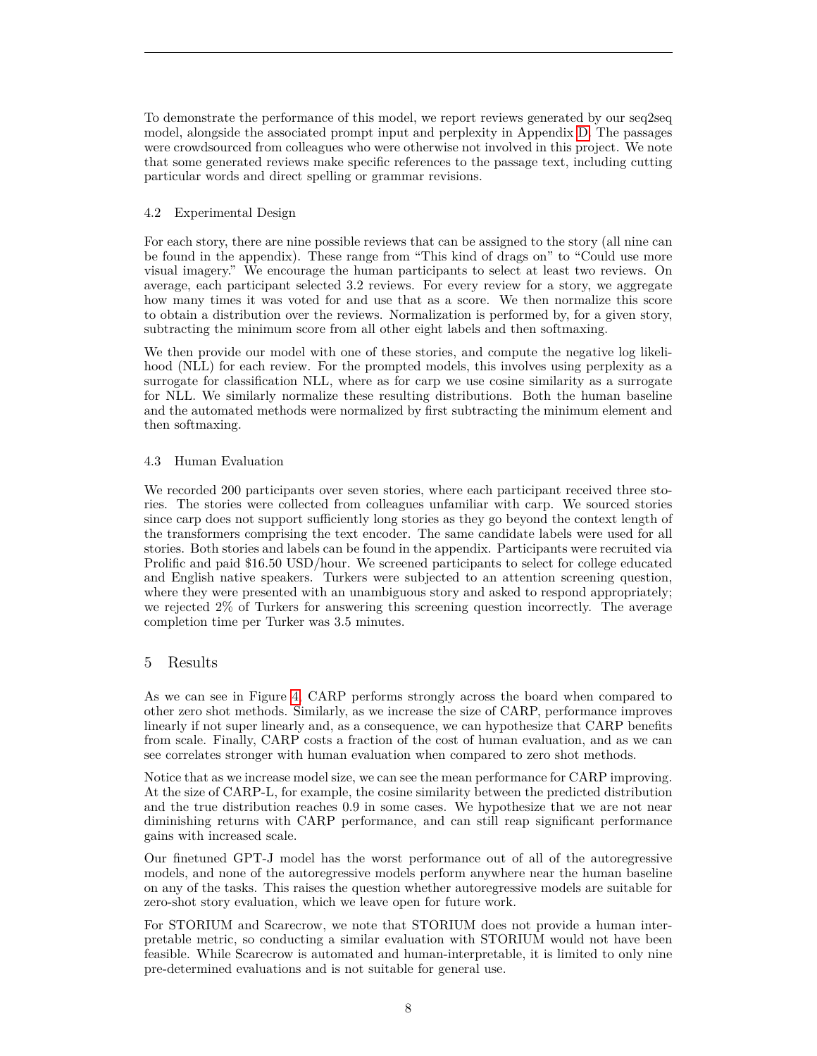To demonstrate the performance of this model, we report reviews generated by our seq2seq model, alongside the associated prompt input and perplexity in Appendix D. The passages were crowdsourced from colleagues who were otherwise not involved in this project. We note that some generated reviews make specific references to the passage text, including cutting particular words and direct spelling or grammar revisions.

### 4.2 Experimental Design

For each story, there are nine possible reviews that can be assigned to the story (all nine can be found in the appendix). These range from "This kind of drags on" to "Could use more visual imagery." We encourage the human participants to select at least two reviews. On average, each participant selected 3.2 reviews. For every review for a story, we aggregate how many times it was voted for and use that as a score. We then normalize this score to obtain a distribution over the reviews. Normalization is performed by, for a given story, subtracting the minimum score from all other eight labels and then softmaxing.

We then provide our model with one of these stories, and compute the negative log likelihood (NLL) for each review. For the prompted models, this involves using perplexity as a surrogate for classification NLL, where as for carp we use cosine similarity as a surrogate for NLL. We similarly normalize these resulting distributions. Both the human baseline and the automated methods were normalized by first subtracting the minimum element and then softmaxing.

### 4.3 Human Evaluation

We recorded 200 participants over seven stories, where each participant received three stories. The stories were collected from colleagues unfamiliar with carp. We sourced stories since carp does not support sufficiently long stories as they go beyond the context length of the transformers comprising the text encoder. The same candidate labels were used for all stories. Both stories and labels can be found in the appendix. Participants were recruited via Prolific and paid $16.50 USD/hour. We screened participants to select for college educated and English native speakers. Turkers were subjected to an attention screening question, where they were presented with an unambiguous story and asked to respond appropriately; we rejected 2% of Turkers for answering this screening question incorrectly. The average completion time per Turker was 3.5 minutes.

## 5 Results

As we can see in Figure 4, CARP performs strongly across the board when compared to other zero shot methods. Similarly, as we increase the size of CARP, performance improves linearly if not super linearly and, as a consequence, we can hypothesize that CARP benefits from scale. Finally, CARP costs a fraction of the cost of human evaluation, and as we can see correlates stronger with human evaluation when compared to zero shot methods.

Notice that as we increase model size, we can see the mean performance for CARP improving. At the size of CARP-L, for example, the cosine similarity between the predicted distribution and the true distribution reaches 0.9 in some cases. We hypothesize that we are not near diminishing returns with CARP performance, and can still reap significant performance gains with increased scale.

Our finetuned GPT-J model has the worst performance out of all of the autoregressive models, and none of the autoregressive models perform anywhere near the human baseline on any of the tasks. This raises the question whether autoregressive models are suitable for zero-shot story evaluation, which we leave open for future work.

For STORIUM and Scarecrow, we note that STORIUM does not provide a human interpretable metric, so conducting a similar evaluation with STORIUM would not have been feasible. While Scarecrow is automated and human-interpretable, it is limited to only nine pre-determined evaluations and is not suitable for general use.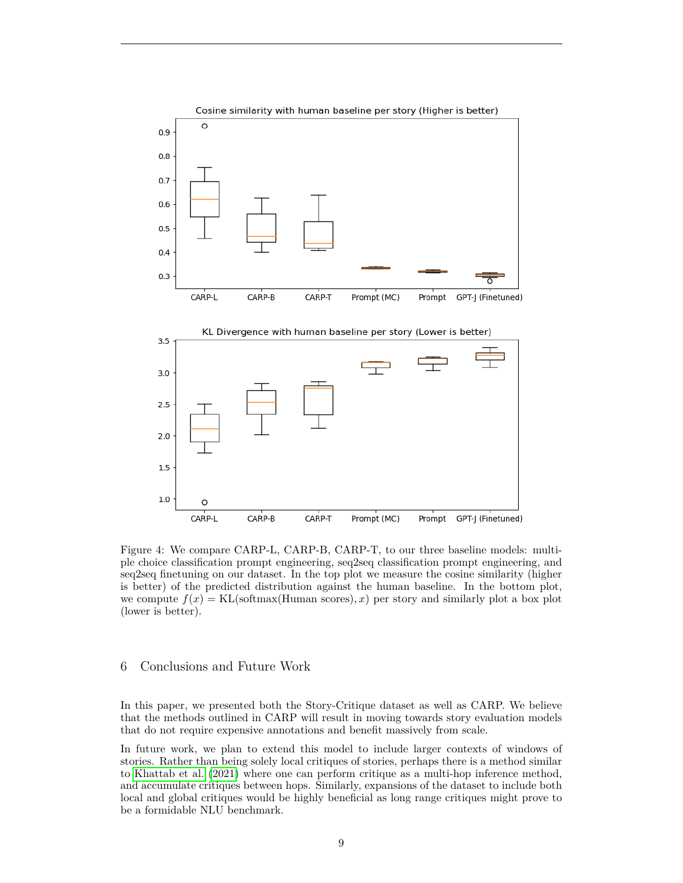Figure 4: We compare CARP-L, CARP-B, CARP-T, to our three baseline models: multiple choice classification prompt engineering, seq2seq classification prompt engineering, and seq2seq finetuning on our dataset. In the top plot we measure the cosine similarity (higher is better) of the predicted distribution against the human baseline. In the bottom plot, we compute $f(x) = \text{KL}(\text{softmax}(\text{Human scores}), x)$ per story and similarly plot a box plot (lower is better).

## 6 Conclusions and Future Work

In this paper, we presented both the Story-Critique dataset as well as CARP. We believe that the methods outlined in CARP will result in moving towards story evaluation models that do not require expensive annotations and benefit massively from scale.

In future work, we plan to extend this model to include larger contexts of windows of stories. Rather than being solely local critiques of stories, perhaps there is a method similar to Khattab et al. (2021) where one can perform critique as a multi-hop inference method, and accumulate critiques between hops. Similarly, expansions of the dataset to include both local and global critiques would be highly beneficial as long range critiques might prove to be a formidable NLU benchmark.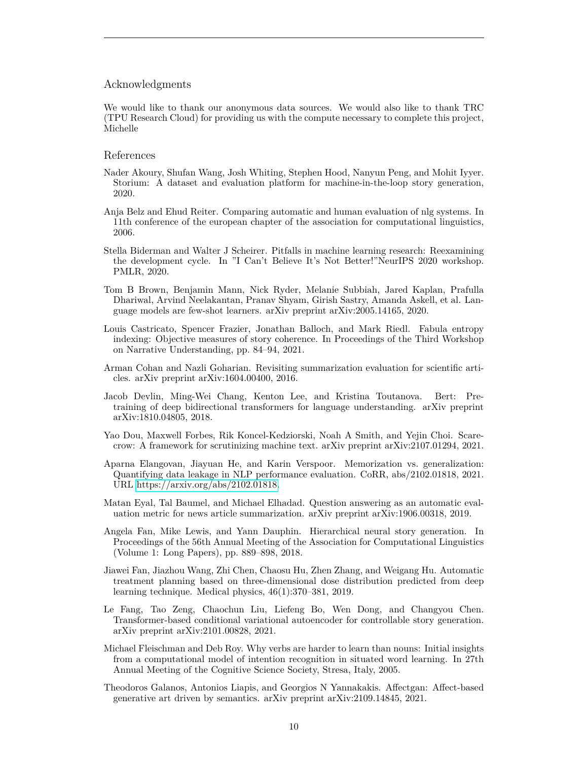## Acknowledgments

We would like to thank our anonymous data sources. We would also like to thank TRC (TPU Research Cloud) for providing us with the compute necessary to complete this project, Michelle

## References

Nader Akoury, Shufan Wang, Josh Whiting, Stephen Hood, Nanyun Peng, and Mohit Iyyer. Storium: A dataset and evaluation platform for machine-in-the-loop story generation, 2020.

Anja Belz and Ehud Reiter. Comparing automatic and human evaluation of nlg systems. In 11th conference of the european chapter of the association for computational linguistics, 2006.

Stella Biderman and Walter J Scheirer. Pitfalls in machine learning research: Reexamining the development cycle. In "I Can't Believe It's Not Better!"NeurIPS 2020 workshop. PMLR, 2020.

Tom B Brown, Benjamin Mann, Nick Ryder, Melanie Subbiah, Jared Kaplan, Prafulla Dhariwal, Arvind Neelakantan, Pranav Shyam, Girish Sastry, Amanda Askell, et al. Language models are few-shot learners. arXiv preprint arXiv:2005.14165, 2020.

Louis Castricato, Spencer Frazier, Jonathan Balloch, and Mark Riedl. Fabula entropy indexing: Objective measures of story coherence. In Proceedings of the Third Workshop on Narrative Understanding, pp. 84–94, 2021.

Arman Cohan and Nazli Goharian. Revisiting summarization evaluation for scientific articles. arXiv preprint arXiv:1604.00400, 2016.

Jacob Devlin, Ming-Wei Chang, Kenton Lee, and Kristina Toutanova. Bert: Pre-training of deep bidirectional transformers for language understanding. arXiv preprint arXiv:1810.04805, 2018.

Yao Dou, Maxwell Forbes, Rik Koncel-Kedziorski, Noah A Smith, and Yejin Choi. Scarecrow: A framework for scrutinizing machine text. arXiv preprint arXiv:2107.01294, 2021.

Aparna Elangovan, Jiayuan He, and Karin Verspoor. Memorization vs. generalization: Quantifying data leakage in NLP performance evaluation. CoRR, abs/2102.01818, 2021. URL https://arxiv.org/abs/2102.01818.

Matan Eyal, Tal Baumel, and Michael Elhadad. Question answering as an automatic evaluation metric for news article summarization. arXiv preprint arXiv:1906.00318, 2019.

Angela Fan, Mike Lewis, and Yann Dauphin. Hierarchical neural story generation. In Proceedings of the 56th Annual Meeting of the Association for Computational Linguistics (Volume 1: Long Papers), pp. 889–898, 2018.

Jiawei Fan, Jiazhou Wang, Zhi Chen, Chaosu Hu, Zhen Zhang, and Weigang Hu. Automatic treatment planning based on three-dimensional dose distribution predicted from deep learning technique. Medical physics, 46(1):370–381, 2019.

Le Fang, Tao Zeng, Chaochun Liu, Liefeng Bo, Wen Dong, and Changyou Chen. Transformer-based conditional variational autoencoder for controllable story generation. arXiv preprint arXiv:2101.00828, 2021.

Michael Fleischman and Deb Roy. Why verbs are harder to learn than nouns: Initial insights from a computational model of intention recognition in situated word learning. In 27th Annual Meeting of the Cognitive Science Society, Stresa, Italy, 2005.

Theodoros Galanos, Antonios Liapis, and Georgios N Yannakakis. Affectgan: Affect-based generative art driven by semantics. arXiv preprint arXiv:2109.14845, 2021.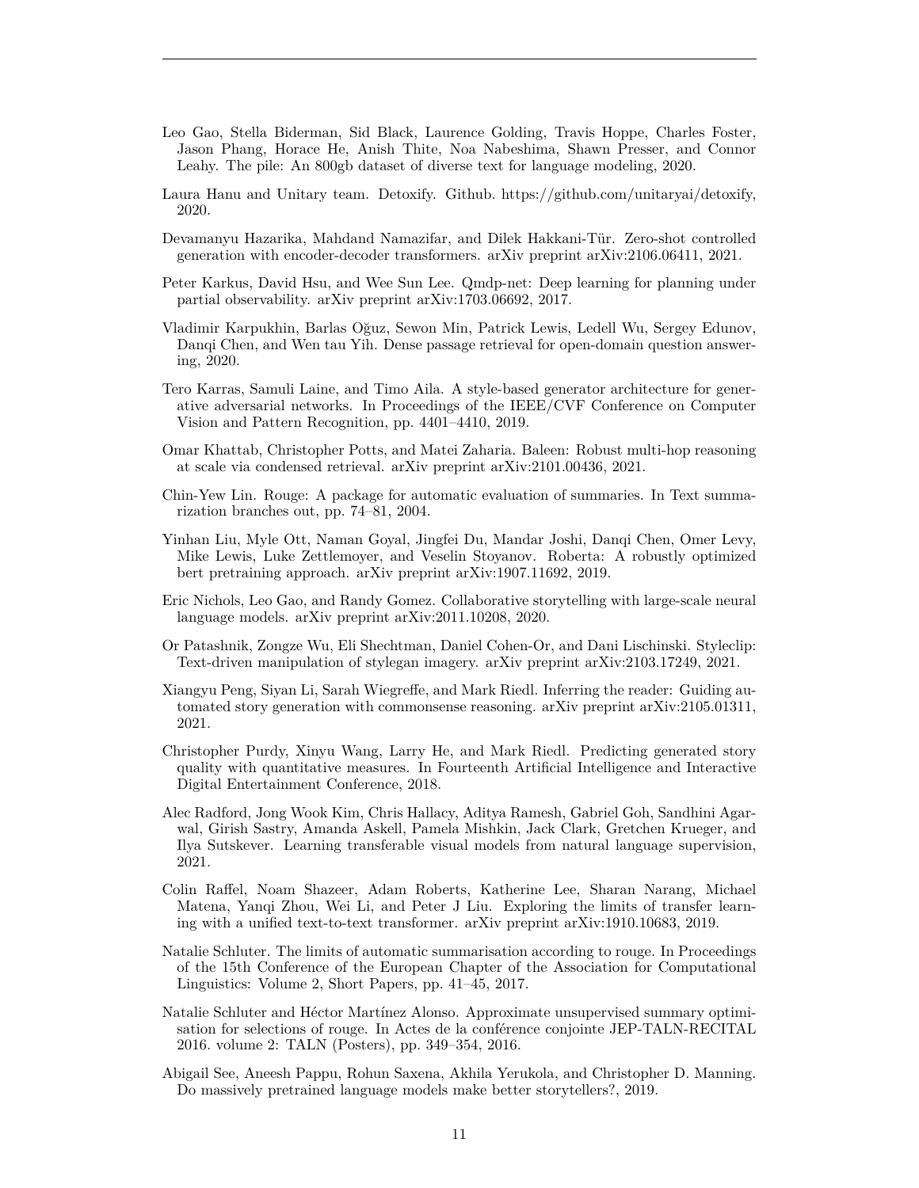Leo Gao, Stella Biderman, Sid Black, Laurence Golding, Travis Hoppe, Charles Foster, Jason Phang, Horace He, Anish Thite, Noa Nabeshima, Shawn Presser, and Connor Leahy. The pile: An 800gb dataset of diverse text for language modeling, 2020.

Laura Hanu and Unitary team. Detoxify. Github. https://github.com/unitaryai/detoxify, 2020.

Devamanyu Hazarika, Mahdand Namazifar, and Dilek Hakkani-Tür. Zero-shot controlled generation with encoder-decoder transformers. arXiv preprint arXiv:2106.06411, 2021.

Peter Karkus, David Hsu, and Wee Sun Lee. Qmdp-net: Deep learning for planning under partial observability. arXiv preprint arXiv:1703.06692, 2017.

Vladimir Karpukhin, Barlas Oğuz, Sewon Min, Patrick Lewis, Ledell Wu, Sergey Edunov, Danqi Chen, and Wen tau Yih. Dense passage retrieval for open-domain question answering, 2020.

Tero Karras, Samuli Laine, and Timo Aila. A style-based generator architecture for generative adversarial networks. In Proceedings of the IEEE/CVF Conference on Computer Vision and Pattern Recognition, pp. 4401–4410, 2019.

Omar Khattab, Christopher Potts, and Matei Zaharia. Baleen: Robust multi-hop reasoning at scale via condensed retrieval. arXiv preprint arXiv:2101.00436, 2021.

Chin-Yew Lin. Rouge: A package for automatic evaluation of summaries. In Text summarization branches out, pp. 74–81, 2004.

Yinhan Liu, Myle Ott, Naman Goyal, Jingfei Du, Mandar Joshi, Danqi Chen, Omer Levy, Mike Lewis, Luke Zettlemoyer, and Veselin Stoyanov. Roberta: A robustly optimized bert pretraining approach. arXiv preprint arXiv:1907.11692, 2019.

Eric Nichols, Leo Gao, and Randy Gomez. Collaborative storytelling with large-scale neural language models. arXiv preprint arXiv:2011.10208, 2020.

Or Patashnik, Zongze Wu, Eli Shechtman, Daniel Cohen-Or, and Dani Lischinski. Styleclip: Text-driven manipulation of stylegan imagery. arXiv preprint arXiv:2103.17249, 2021.

Xiangyu Peng, Siyan Li, Sarah Wiegreffe, and Mark Riedl. Inferring the reader: Guiding automated story generation with commonsense reasoning. arXiv preprint arXiv:2105.01311, 2021.

Christopher Purdy, Xinyu Wang, Larry He, and Mark Riedl. Predicting generated story quality with quantitative measures. In Fourteenth Artificial Intelligence and Interactive Digital Entertainment Conference, 2018.

Alec Radford, Jong Wook Kim, Chris Hallacy, Aditya Ramesh, Gabriel Goh, Sandhini Agarwal, Girish Sastry, Amanda Askell, Pamela Mishkin, Jack Clark, Gretchen Krueger, and Ilya Sutskever. Learning transferable visual models from natural language supervision, 2021.

Colin Raffel, Noam Shazeer, Adam Roberts, Katherine Lee, Sharan Narang, Michael Matena, Yanqi Zhou, Wei Li, and Peter J Liu. Exploring the limits of transfer learning with a unified text-to-text transformer. arXiv preprint arXiv:1910.10683, 2019.

Natalie Schluter. The limits of automatic summarisation according to rouge. In Proceedings of the 15th Conference of the European Chapter of the Association for Computational Linguistics: Volume 2, Short Papers, pp. 41–45, 2017.

Natalie Schluter and Héctor Martínez Alonso. Approximate unsupervised summary optimisation for selections of rouge. In Actes de la conférence conjointe JEP-TALN-RECITAL 2016. volume 2: TALN (Posters), pp. 349–354, 2016.

Abigail See, Aneesh Pappu, Rohun Saxena, Akhila Yerukola, and Christopher D. Manning. Do massively pretrained language models make better storytellers?, 2019.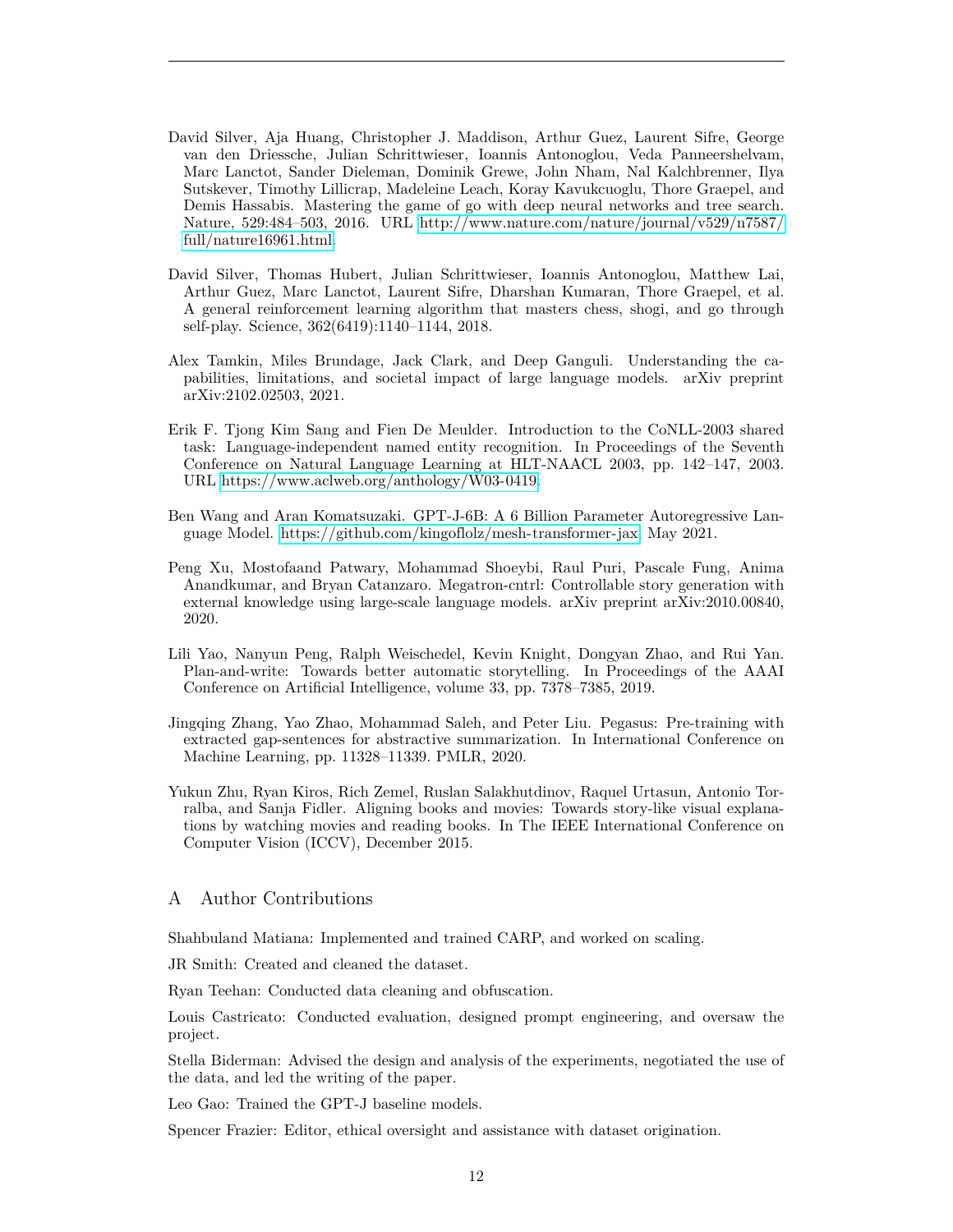David Silver, Aja Huang, Christopher J. Maddison, Arthur Guez, Laurent Sifre, George van den Driessche, Julian Schrittwieser, Ioannis Antonoglou, Veda Panneershelvam, Marc Lanctot, Sander Dieleman, Dominik Grewe, John Nham, Nal Kalchbrenner, Ilya Sutskever, Timothy Lillicrap, Madeleine Leach, Koray Kavukcuoglu, Thore Graepel, and Demis Hassabis. Mastering the game of go with deep neural networks and tree search. Nature, 529:484–503, 2016. URL http://www.nature.com/nature/journal/v529/n7587/full/nature16961.html.

David Silver, Thomas Hubert, Julian Schrittwieser, Ioannis Antonoglou, Matthew Lai, Arthur Guez, Marc Lanctot, Laurent Sifre, Dharshan Kumaran, Thore Graepel, et al. A general reinforcement learning algorithm that masters chess, shogi, and go through self-play. Science, 362(6419):1140–1144, 2018.

Alex Tamkin, Miles Brundage, Jack Clark, and Deep Ganguli. Understanding the capabilities, limitations, and societal impact of large language models. arXiv preprint arXiv:2102.02503, 2021.

Erik F. Tjong Kim Sang and Fien De Meulder. Introduction to the CoNLL-2003 shared task: Language-independent named entity recognition. In Proceedings of the Seventh Conference on Natural Language Learning at HLT-NAACL 2003, pp. 142–147, 2003. URL https://www.aclweb.org/anthology/W03-0419.

Ben Wang and Aran Komatsuzaki. GPT-J-6B: A 6 Billion Parameter Autoregressive Language Model. https://github.com/kingoflolz/mesh-transformer-jax, May 2021.

Peng Xu, Mostofaand Patwary, Mohammad Shoeybi, Raul Puri, Pascale Fung, Anima Anandkumar, and Bryan Catanzaro. Megatron-cntrl: Controllable story generation with external knowledge using large-scale language models. arXiv preprint arXiv:2010.00840, 2020.

Lili Yao, Nanyun Peng, Ralph Weischedel, Kevin Knight, Dongyan Zhao, and Rui Yan. Plan-and-write: Towards better automatic storytelling. In Proceedings of the AAAI Conference on Artificial Intelligence, volume 33, pp. 7378–7385, 2019.

Jingqing Zhang, Yao Zhao, Mohammad Saleh, and Peter Liu. Pegasus: Pre-training with extracted gap-sentences for abstractive summarization. In International Conference on Machine Learning, pp. 11328–11339. PMLR, 2020.

Yukun Zhu, Ryan Kiros, Rich Zemel, Ruslan Salakhutdinov, Raquel Urtasun, Antonio Torralba, and Sanja Fidler. Aligning books and movies: Towards story-like visual explanations by watching movies and reading books. In The IEEE International Conference on Computer Vision (ICCV), December 2015.

## A Author Contributions

Shahbuland Matiana: Implemented and trained CARP, and worked on scaling.

JR Smith: Created and cleaned the dataset.

Ryan Teehan: Conducted data cleaning and obfuscation.

Louis Castricato: Conducted evaluation, designed prompt engineering, and oversaw the project.

Stella Biderman: Advised the design and analysis of the experiments, negotiated the use of the data, and led the writing of the paper.

Leo Gao: Trained the GPT-J baseline models.

Spencer Frazier: Editor, ethical oversight and assistance with dataset origination.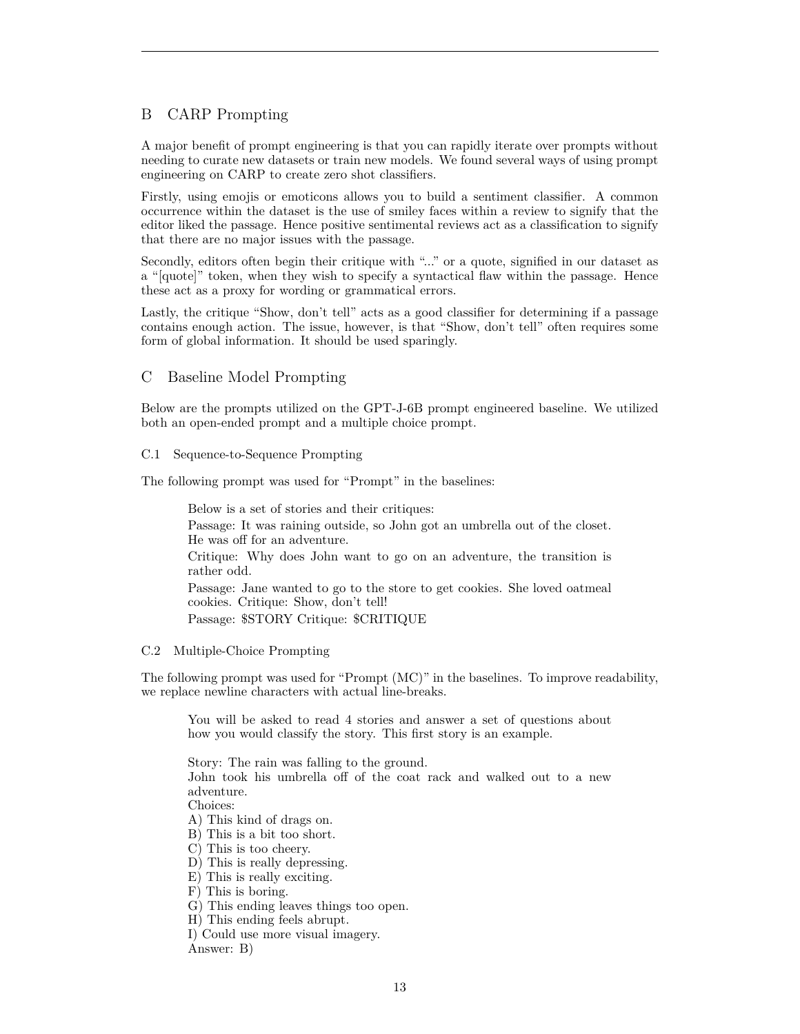## B CARP Prompting

A major benefit of prompt engineering is that you can rapidly iterate over prompts without needing to curate new datasets or train new models. We found several ways of using prompt engineering on CARP to create zero shot classifiers.

Firstly, using emojis or emoticons allows you to build a sentiment classifier. A common occurrence within the dataset is the use of smiley faces within a review to signify that the editor liked the passage. Hence positive sentimental reviews act as a classification to signify that there are no major issues with the passage.

Secondly, editors often begin their critique with "..." or a quote, signified in our dataset as a "[quote]" token, when they wish to specify a syntactical flaw within the passage. Hence these act as a proxy for wording or grammatical errors.

Lastly, the critique "Show, don't tell" acts as a good classifier for determining if a passage contains enough action. The issue, however, is that "Show, don't tell" often requires some form of global information. It should be used sparingly.

## C Baseline Model Prompting

Below are the prompts utilized on the GPT-J-6B prompt engineered baseline. We utilized both an open-ended prompt and a multiple choice prompt.

### C.1 Sequence-to-Sequence Prompting

The following prompt was used for "Prompt" in the baselines:

> Below is a set of stories and their critiques:
>
> Passage: It was raining outside, so John got an umbrella out of the closet. He was off for an adventure.
>
> Critique: Why does John want to go on an adventure, the transition is rather odd.
>
> Passage: Jane wanted to go to the store to get cookies. She loved oatmeal cookies. Critique: Show, don't tell!
>
> Passage: $STORY Critique: $CRITIQUE

### C.2 Multiple-Choice Prompting

The following prompt was used for "Prompt (MC)" in the baselines. To improve readability, we replace newline characters with actual line-breaks.

> You will be asked to read 4 stories and answer a set of questions about how you would classify the story. This first story is an example.
>
> Story: The rain was falling to the ground.
> John took his umbrella off of the coat rack and walked out to a new adventure.
> Choices:
> A) This kind of drags on.
> B) This is a bit too short.
> C) This is too cheery.
> D) This is really depressing.
> E) This is really exciting.
> F) This is boring.
> G) This ending leaves things too open.
> H) This ending feels abrupt.
> I) Could use more visual imagery.
> Answer: B)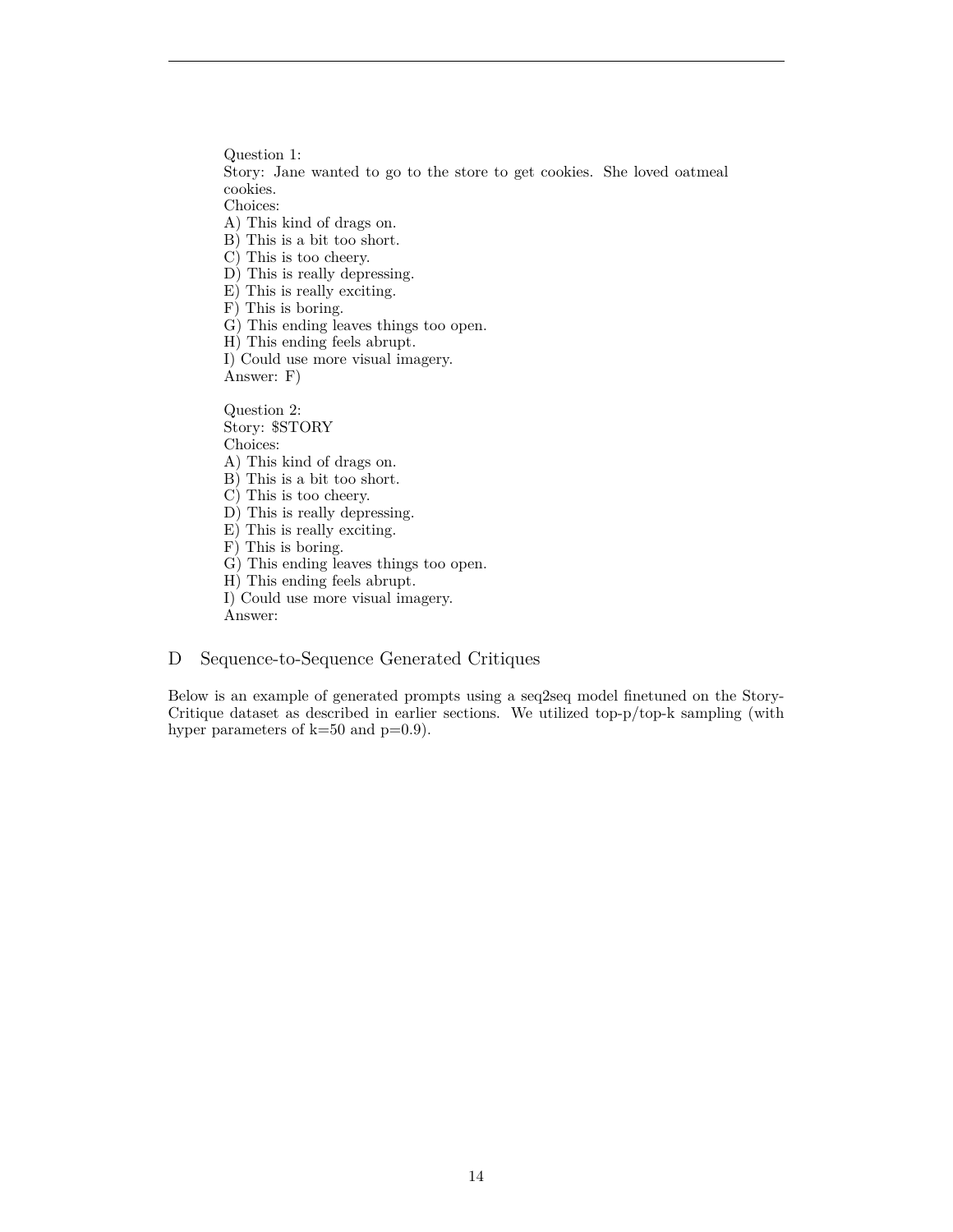Question 1:
Story: Jane wanted to go to the store to get cookies. She loved oatmeal cookies.
Choices:
A) This kind of drags on.
B) This is a bit too short.
C) This is too cheery.
D) This is really depressing.
E) This is really exciting.
F) This is boring.
G) This ending leaves things too open.
H) This ending feels abrupt.
I) Could use more visual imagery.
Answer: F)

Question 2:
Story: $STORY
Choices:
A) This kind of drags on.
B) This is a bit too short.
C) This is too cheery.
D) This is really depressing.
E) This is really exciting.
F) This is boring.
G) This ending leaves things too open.
H) This ending feels abrupt.
I) Could use more visual imagery.
Answer:

## D Sequence-to-Sequence Generated Critiques

Below is an example of generated prompts using a seq2seq model finetuned on the Story-Critique dataset as described in earlier sections. We utilized top-p/top-k sampling (with hyper parameters of k=50 and p=0.9).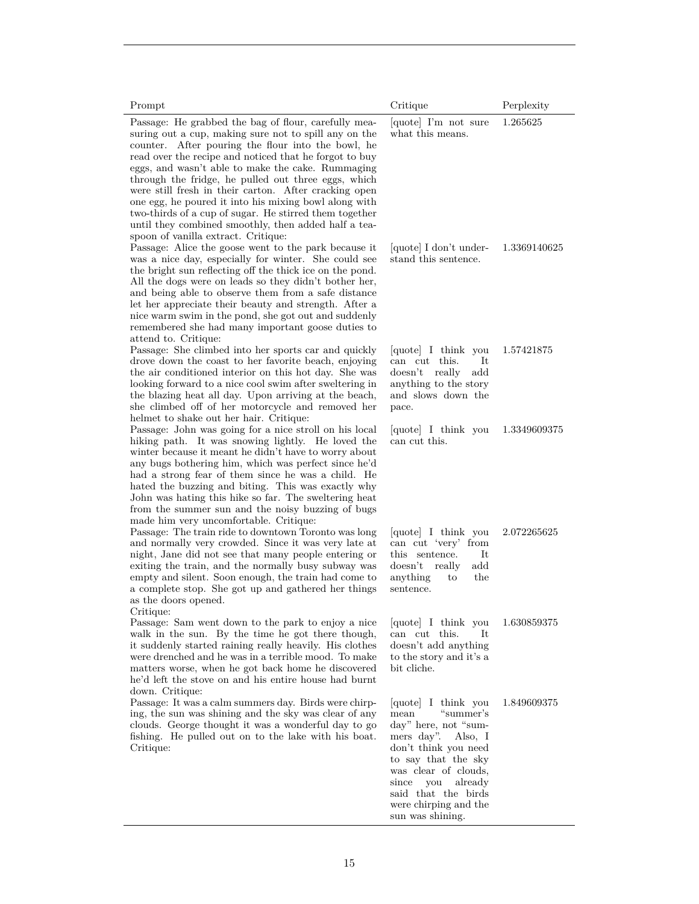| Prompt | Critique | Perplexity |
|---|---|---|
| Passage: He grabbed the bag of flour, carefully measuring out a cup, making sure not to spill any on the counter. After pouring the flour into the bowl, he read over the recipe and noticed that he forgot to buy eggs, and wasn't able to make the cake. Rummaging through the fridge, he pulled out three eggs, which were still fresh in their carton. After cracking open one egg, he poured it into his mixing bowl along with two-thirds of a cup of sugar. He stirred them together until they combined smoothly, then added half a teaspoon of vanilla extract. Critique: | [quote] I'm not sure what this means. | 1.265625 |
| Passage: Alice the goose went to the park because it was a nice day, especially for winter. She could see the bright sun reflecting off the thick ice on the pond. All the dogs were on leads so they didn't bother her, and being able to observe them from a safe distance let her appreciate their beauty and strength. After a nice warm swim in the pond, she got out and suddenly remembered she had many important goose duties to attend to. Critique: | [quote] I don't understand this sentence. | 1.3369140625 |
| Passage: She climbed into her sports car and quickly drove down the coast to her favorite beach, enjoying the air conditioned interior on this hot day. She was looking forward to a nice cool swim after sweltering in the blazing heat all day. Upon arriving at the beach, she climbed off of her motorcycle and removed her helmet to shake out her hair. Critique: | [quote] I think you can cut this. It doesn't really add anything to the story and slows down the pace. | 1.57421875 |
| Passage: John was going for a nice stroll on his local hiking path. It was snowing lightly. He loved the winter because it meant he didn't have to worry about any bugs bothering him, which was perfect since he'd had a strong fear of them since he was a child. He hated the buzzing and biting. This was exactly why John was hating this hike so far. The sweltering heat from the summer sun and the noisy buzzing of bugs made him very uncomfortable. Critique: | [quote] I think you can cut this. | 1.3349609375 |
| Passage: The train ride to downtown Toronto was long and normally very crowded. Since it was very late at night, Jane did not see that many people entering or exiting the train, and the normally busy subway was empty and silent. Soon enough, the train had come to a complete stop. She got up and gathered her things as the doors opened. Critique: | [quote] I think you can cut 'very' from this sentence. It doesn't really add anything to the sentence. | 2.072265625 |
| Passage: Sam went down to the park to enjoy a nice walk in the sun. By the time he got there though, it suddenly started raining really heavily. His clothes were drenched and he was in a terrible mood. To make matters worse, when he got back home he discovered he'd left the stove on and his entire house had burnt down. Critique: | [quote] I think you can cut this. It doesn't add anything to the story and it's a bit cliche. | 1.630859375 |
| Passage: It was a calm summers day. Birds were chirping, the sun was shining and the sky was clear of any clouds. George thought it was a wonderful day to go fishing. He pulled out on to the lake with his boat. Critique: | [quote] I think you mean "summer's day" here, not "summers day". Also, I don't think you need to say that the sky was clear of clouds, since you already said that the birds were chirping and the sun was shining. | 1.849609375 |